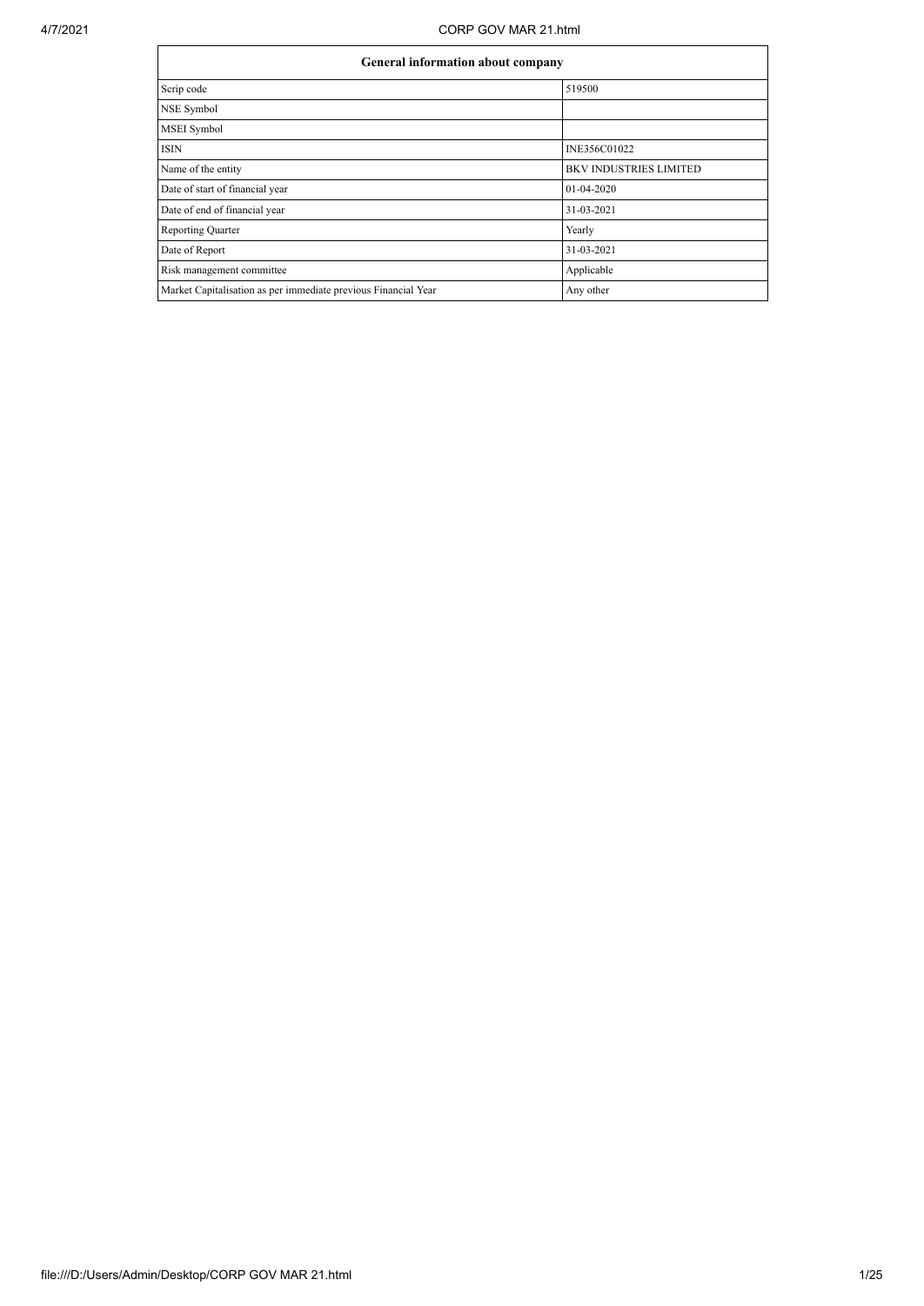| General information about company | |
|---|---|
| Scrip code | 519500 |
| NSE Symbol | |
| MSEI Symbol | |
| ISIN | INE356C01022 |
| Name of the entity | BKV INDUSTRIES LIMITED |
| Date of start of financial year | 01-04-2020 |
| Date of end of financial year | 31-03-2021 |
| Reporting Quarter | Yearly |
| Date of Report | 31-03-2021 |
| Risk management committee | Applicable |
| Market Capitalisation as per immediate previous Financial Year | Any other |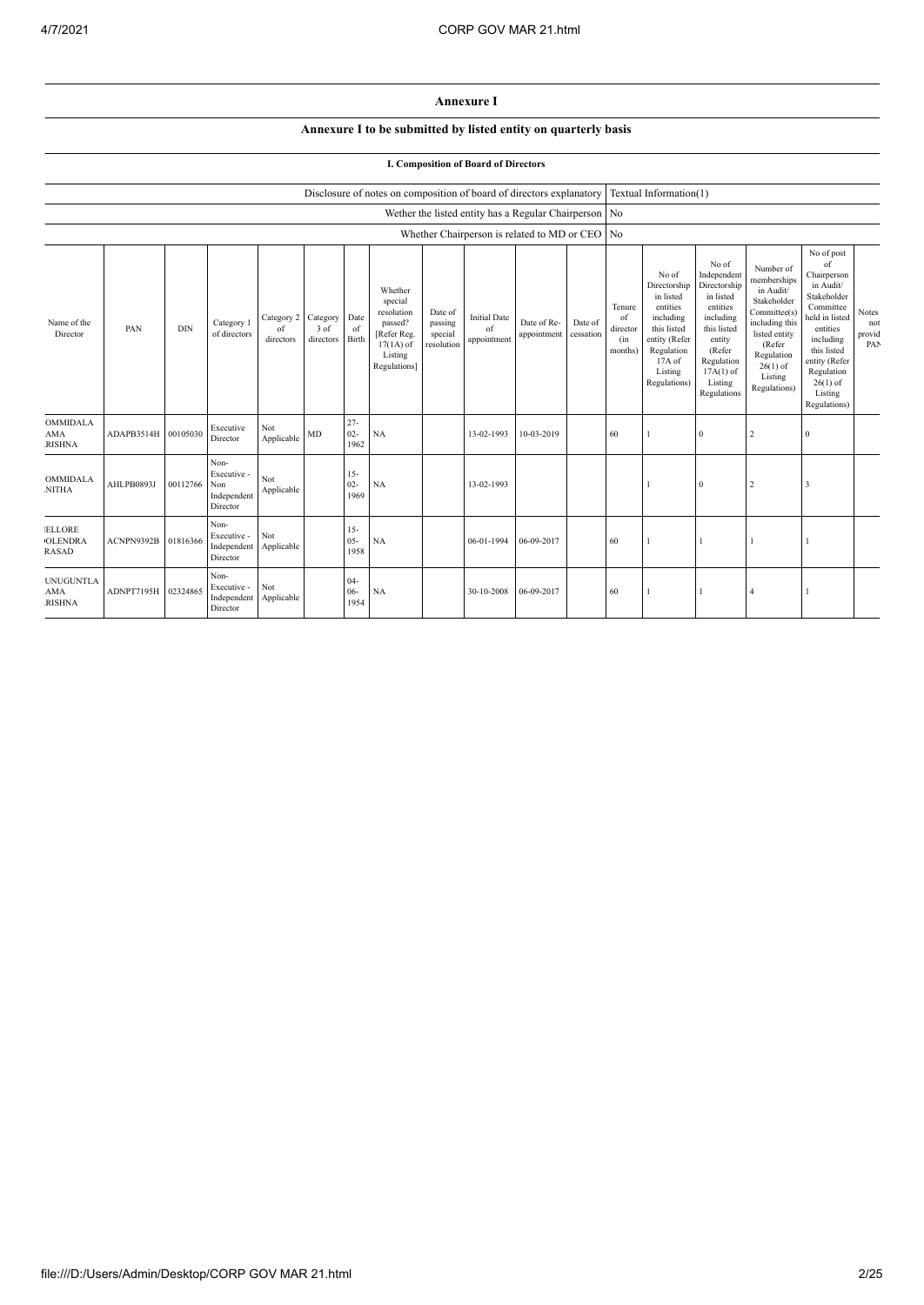# Annexure I

## Annexure I to be submitted by listed entity on quarterly basis

### I. Composition of Board of Directors

| | |
|---|---|
| Disclosure of notes on composition of board of directors explanatory | Textual Information(1) |
| Wether the listed entity has a Regular Chairperson | No |
| Whether Chairperson is related to MD or CEO | No |

| Name of the Director | PAN | DIN | Category 1 of directors | Category 2 of directors | Category 3 of directors | Date of Birth | Whether special resolution passed? [Refer Reg. 17(1A) of Listing Regulations] | Date of passing special resolution | Initial Date of appointment | Date of Re-appointment | Date of cessation | Tenure of director (in months) | No of Directorship in listed entities including this listed entity (Refer Regulation 17A of Listing Regulations) | No of Independent Directorship in listed entities including this listed entity (Refer Regulation 17A(1) of Listing Regulations | Number of memberships in Audit/ Stakeholder Committee(s) including this listed entity (Refer Regulation 26(1) of Listing Regulations) | No of post of Chairperson in Audit/ Stakeholder Committee held in listed entities including this listed entity (Refer Regulation 26(1) of Listing Regulations) | Notes not provid PAN |
|---|---|---|---|---|---|---|---|---|---|---|---|---|---|---|---|---|---|
| OMMIDALA AMA RISHNA | ADAPB3514H | 00105030 | Executive Director | Not Applicable | MD | 27-02-1962 | NA | | 13-02-1993 | 10-03-2019 | | 60 | 1 | 0 | 2 | 0 | |
| OMMIDALA NITHA | AHLPB0893J | 00112766 | Non-Executive - Non Independent Director | Not Applicable | | 15-02-1969 | NA | | 13-02-1993 | | | | 1 | 0 | 2 | 3 | |
| IELLORE OLENDRA RASAD | ACNPN9392B | 01816366 | Non-Executive - Independent Director | Not Applicable | | 15-05-1958 | NA | | 06-01-1994 | 06-09-2017 | | 60 | 1 | 1 | 1 | 1 | |
| UNUGUNTLA AMA RISHNA | ADNPT7195H | 02324865 | Non-Executive - Independent Director | Not Applicable | | 04-06-1954 | NA | | 30-10-2008 | 06-09-2017 | | 60 | 1 | 1 | 4 | 1 | |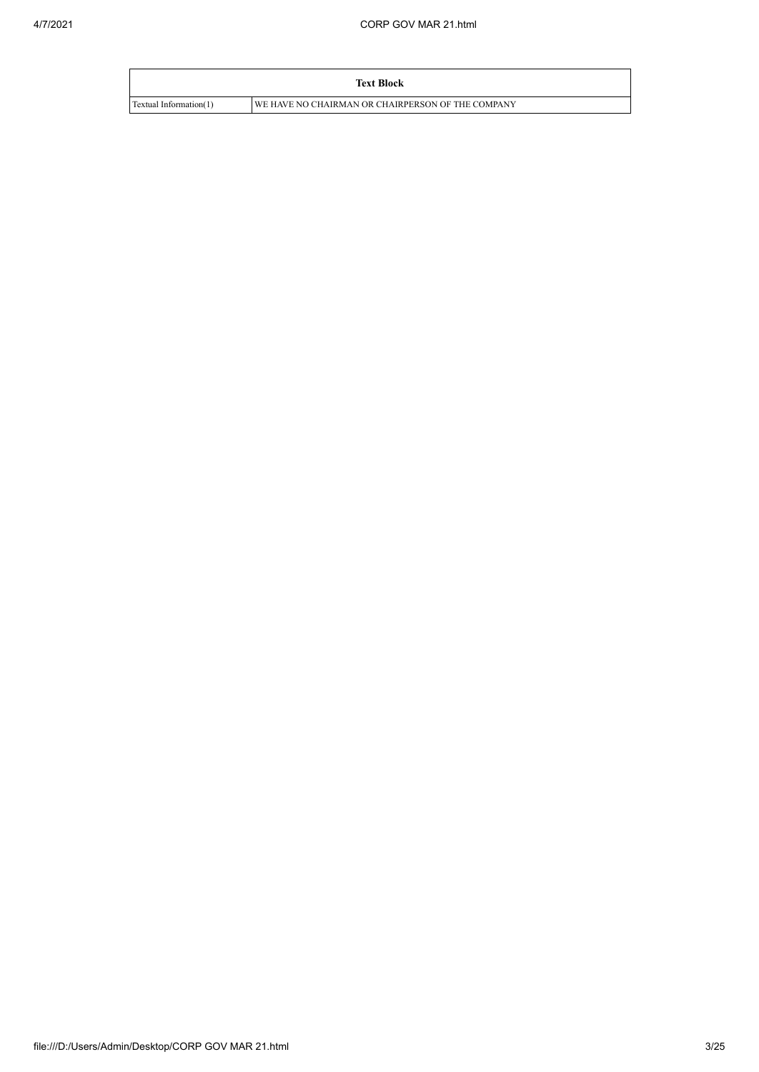| Text Block | |
| --- | --- |
| Textual Information(1) | WE HAVE NO CHAIRMAN OR CHAIRPERSON OF THE COMPANY |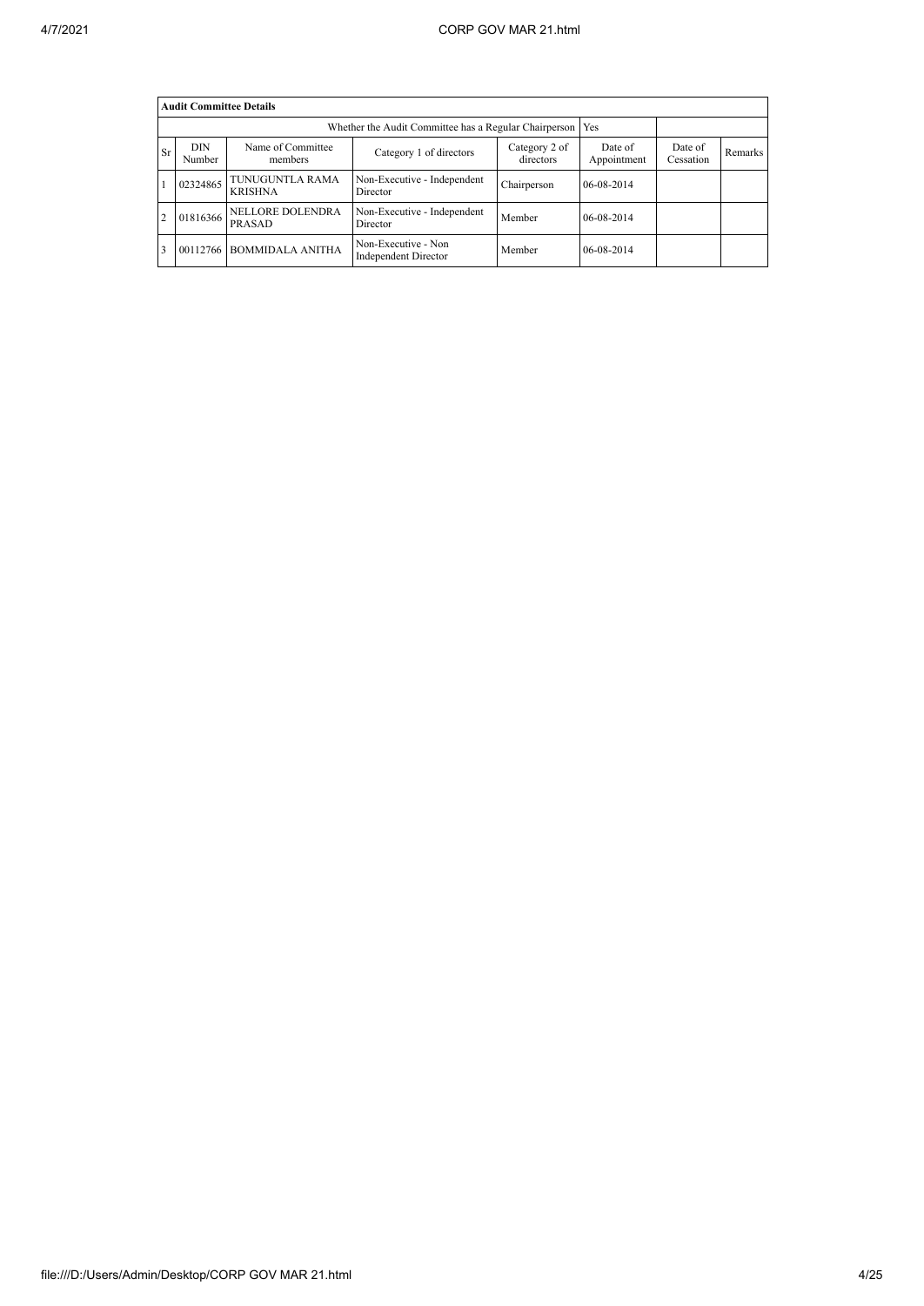| Audit Committee Details | | | | | | | |
|---|---|---|---|---|---|---|---|
| Whether the Audit Committee has a Regular Chairperson | | | | | Yes | | |
| Sr | DIN Number | Name of Committee members | Category 1 of directors | Category 2 of directors | Date of Appointment | Date of Cessation | Remarks |
| 1 | 02324865 | TUNUGUNTLA RAMA KRISHNA | Non-Executive - Independent Director | Chairperson | 06-08-2014 | | |
| 2 | 01816366 | NELLORE DOLENDRA PRASAD | Non-Executive - Independent Director | Member | 06-08-2014 | | |
| 3 | 00112766 | BOMMIDALA ANITHA | Non-Executive - Non Independent Director | Member | 06-08-2014 | | |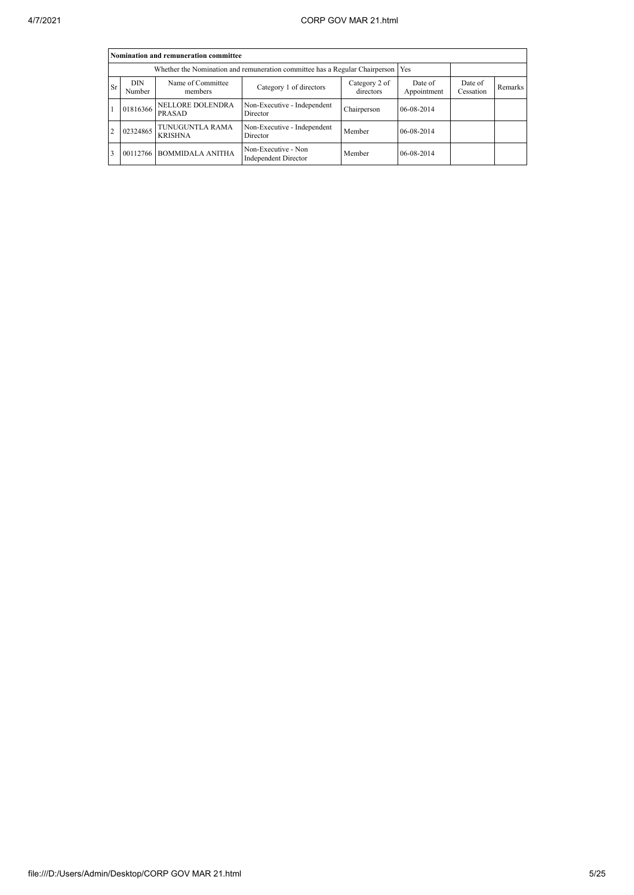| Nomination and remuneration committee | | | | | | | |
|---|---|---|---|---|---|---|---|
| Whether the Nomination and remuneration committee has a Regular Chairperson | | | | | Yes | | |
| Sr | DIN Number | Name of Committee members | Category 1 of directors | Category 2 of directors | Date of Appointment | Date of Cessation | Remarks |
| 1 | 01816366 | NELLORE DOLENDRA PRASAD | Non-Executive - Independent Director | Chairperson | 06-08-2014 | | |
| 2 | 02324865 | TUNUGUNTLA RAMA KRISHNA | Non-Executive - Independent Director | Member | 06-08-2014 | | |
| 3 | 00112766 | BOMMIDALA ANITHA | Non-Executive - Non Independent Director | Member | 06-08-2014 | | |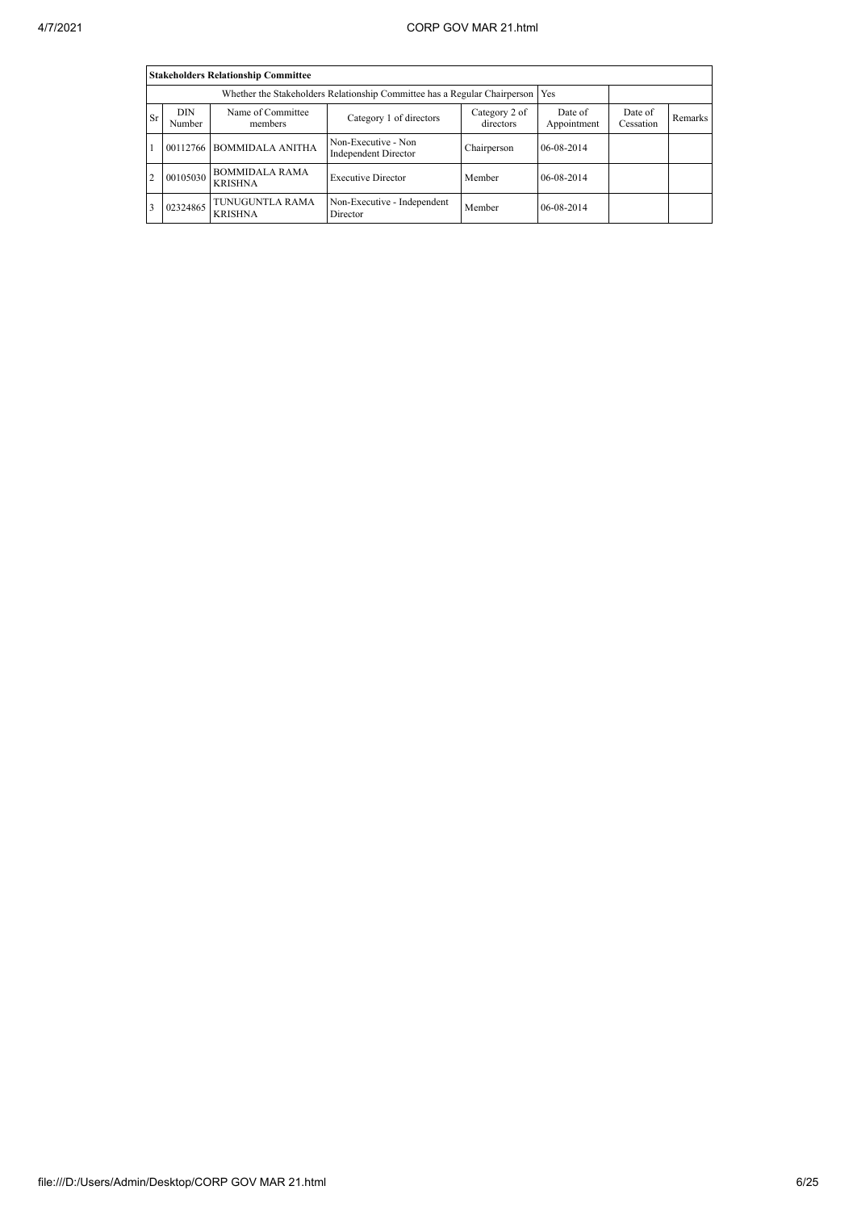| Stakeholders Relationship Committee | | | | | | | |
|---|---|---|---|---|---|---|---|
| Whether the Stakeholders Relationship Committee has a Regular Chairperson | | | | | Yes | | |
| Sr | DIN Number | Name of Committee members | Category 1 of directors | Category 2 of directors | Date of Appointment | Date of Cessation | Remarks |
| 1 | 00112766 | BOMMIDALA ANITHA | Non-Executive - Non Independent Director | Chairperson | 06-08-2014 | | |
| 2 | 00105030 | BOMMIDALA RAMA KRISHNA | Executive Director | Member | 06-08-2014 | | |
| 3 | 02324865 | TUNUGUNTLA RAMA KRISHNA | Non-Executive - Independent Director | Member | 06-08-2014 | | |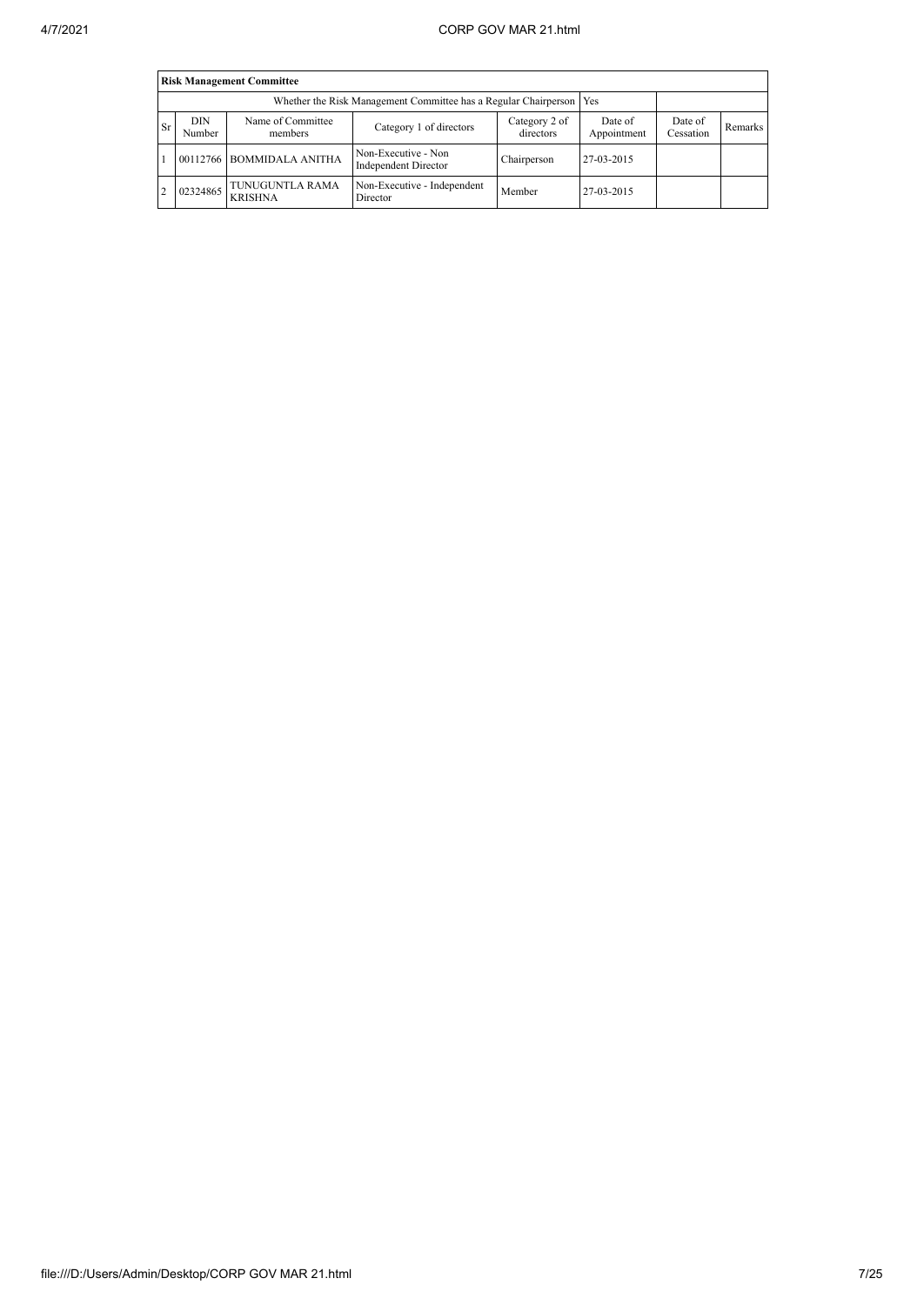| Risk Management Committee | | | | | | | |
|---|---|---|---|---|---|---|---|
| Whether the Risk Management Committee has a Regular Chairperson | | | | | Yes | | |
| Sr | DIN Number | Name of Committee members | Category 1 of directors | Category 2 of directors | Date of Appointment | Date of Cessation | Remarks |
| 1 | 00112766 | BOMMIDALA ANITHA | Non-Executive - Non Independent Director | Chairperson | 27-03-2015 | | |
| 2 | 02324865 | TUNUGUNTLA RAMA KRISHNA | Non-Executive - Independent Director | Member | 27-03-2015 | | |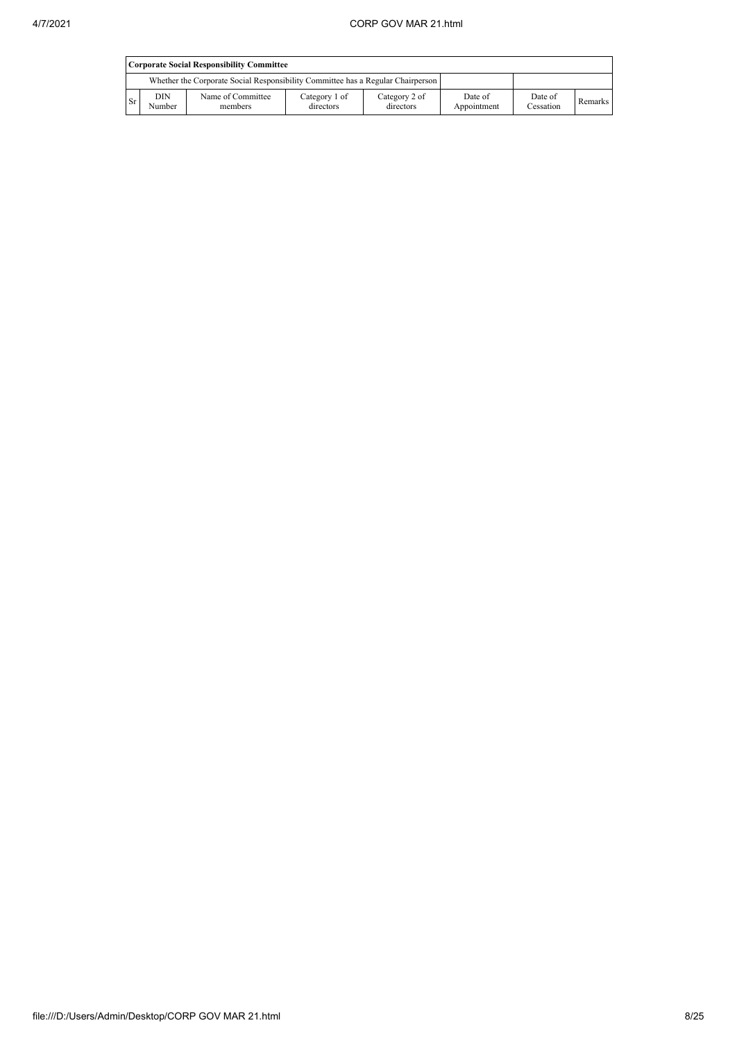| Corporate Social Responsibility Committee | | | | | | | |
|---|---|---|---|---|---|---|---|
| | Whether the Corporate Social Responsibility Committee has a Regular Chairperson | | | | | | |
| Sr | DIN Number | Name of Committee members | Category 1 of directors | Category 2 of directors | Date of Appointment | Date of Cessation | Remarks |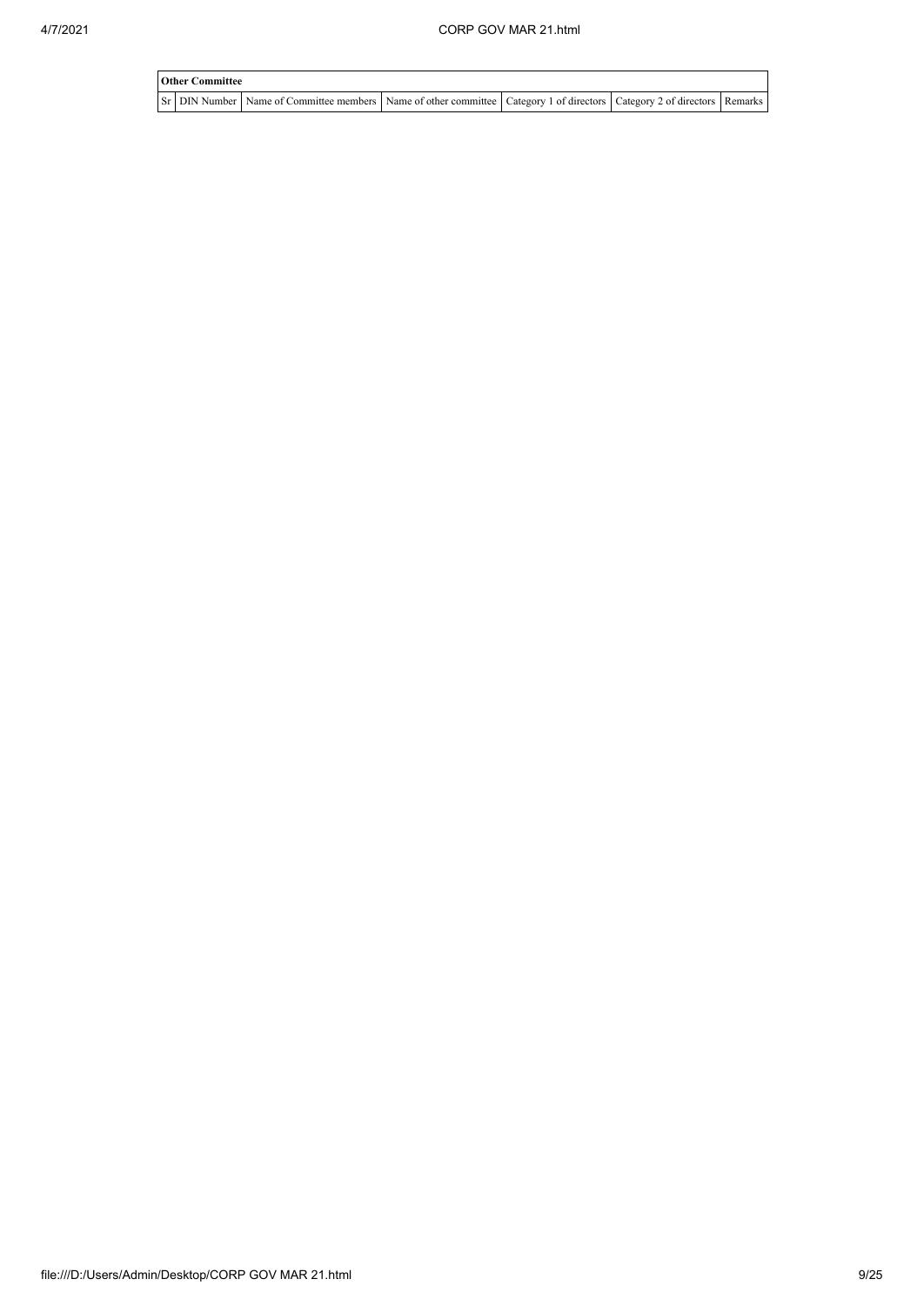| Other Committee | | | | | | |
|---|---|---|---|---|---|---|
| Sr | DIN Number | Name of Committee members | Name of other committee | Category 1 of directors | Category 2 of directors | Remarks |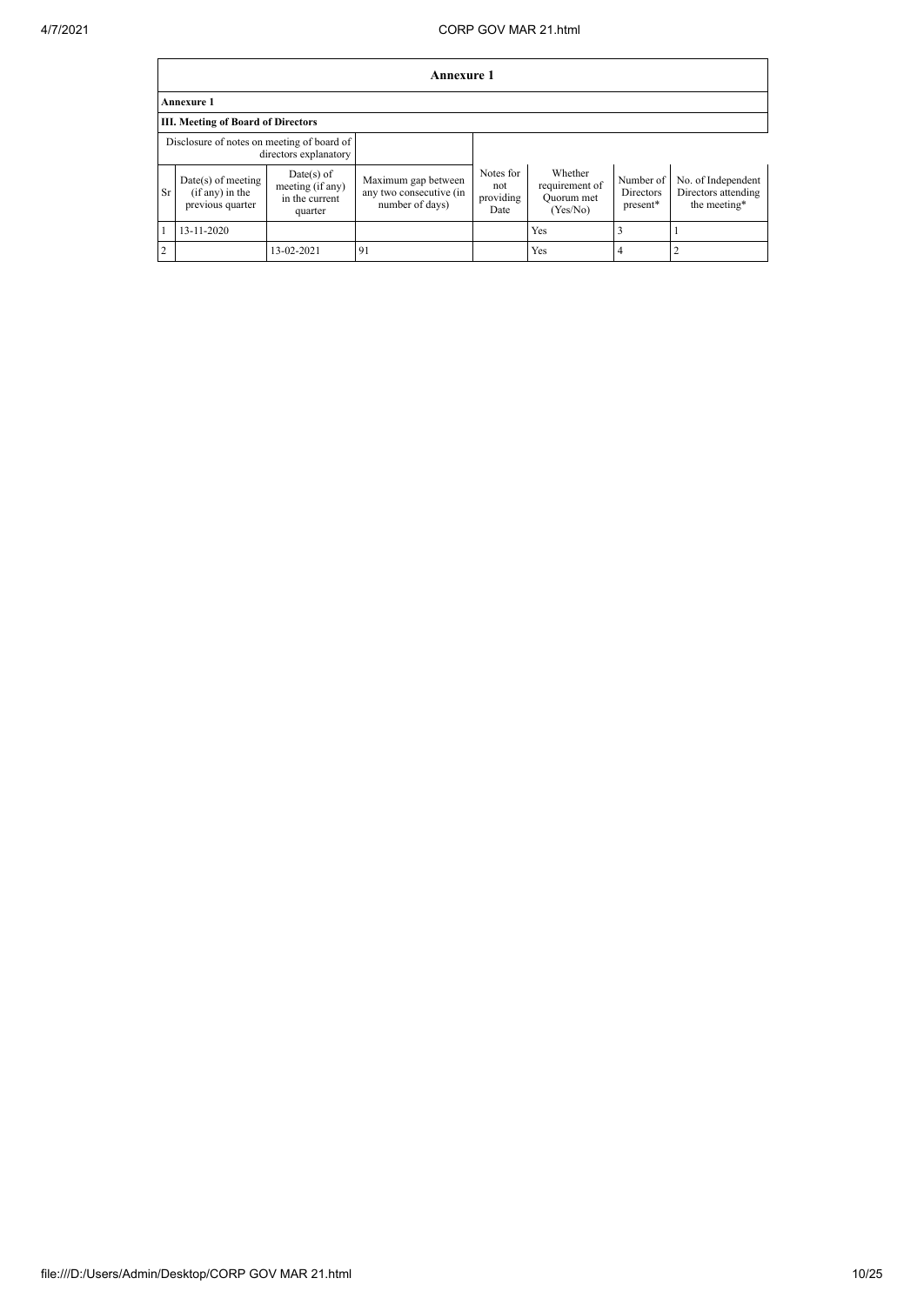## Annexure 1

### Annexure 1

### III. Meeting of Board of Directors

| Disclosure of notes on meeting of board of directors explanatory | | | | | | | |
|---|---|---|---|---|---|---|---|
| Sr | Date(s) of meeting (if any) in the previous quarter | Date(s) of meeting (if any) in the current quarter | Maximum gap between any two consecutive (in number of days) | Notes for not providing Date | Whether requirement of Quorum met (Yes/No) | Number of Directors present* | No. of Independent Directors attending the meeting* |
| 1 | 13-11-2020 | | | | Yes | 3 | 1 |
| 2 | | 13-02-2021 | 91 | | Yes | 4 | 2 |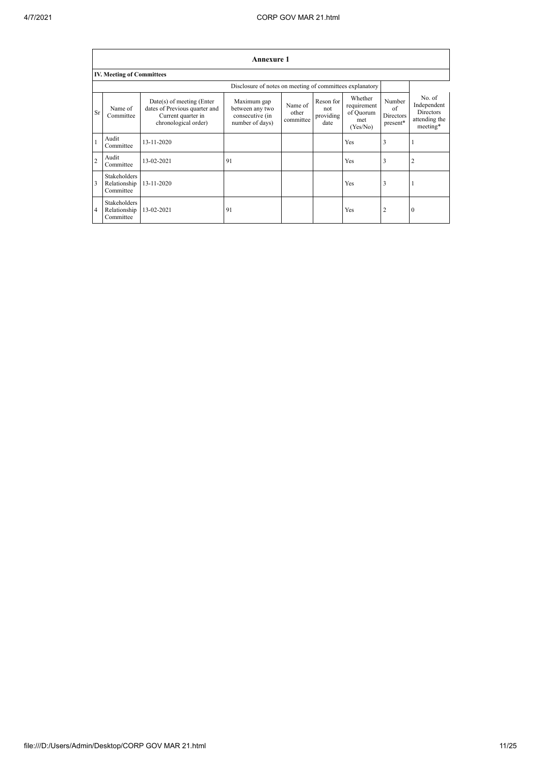## Annexure 1

### IV. Meeting of Committees

| | | | Disclosure of notes on meeting of committees explanatory | | | | | |
|---|---|---|---|---|---|---|---|---|
| Sr | Name of Committee | Date(s) of meeting (Enter dates of Previous quarter and Current quarter in chronological order) | Maximum gap between any two consecutive (in number of days) | Name of other committee | Reson for not providing date | Whether requirement of Quorum met (Yes/No) | Number of Directors present* | No. of Independent Directors attending the meeting* |
| 1 | Audit Committee | 13-11-2020 | | | | Yes | 3 | 1 |
| 2 | Audit Committee | 13-02-2021 | 91 | | | Yes | 3 | 2 |
| 3 | Stakeholders Relationship Committee | 13-11-2020 | | | | Yes | 3 | 1 |
| 4 | Stakeholders Relationship Committee | 13-02-2021 | 91 | | | Yes | 2 | 0 |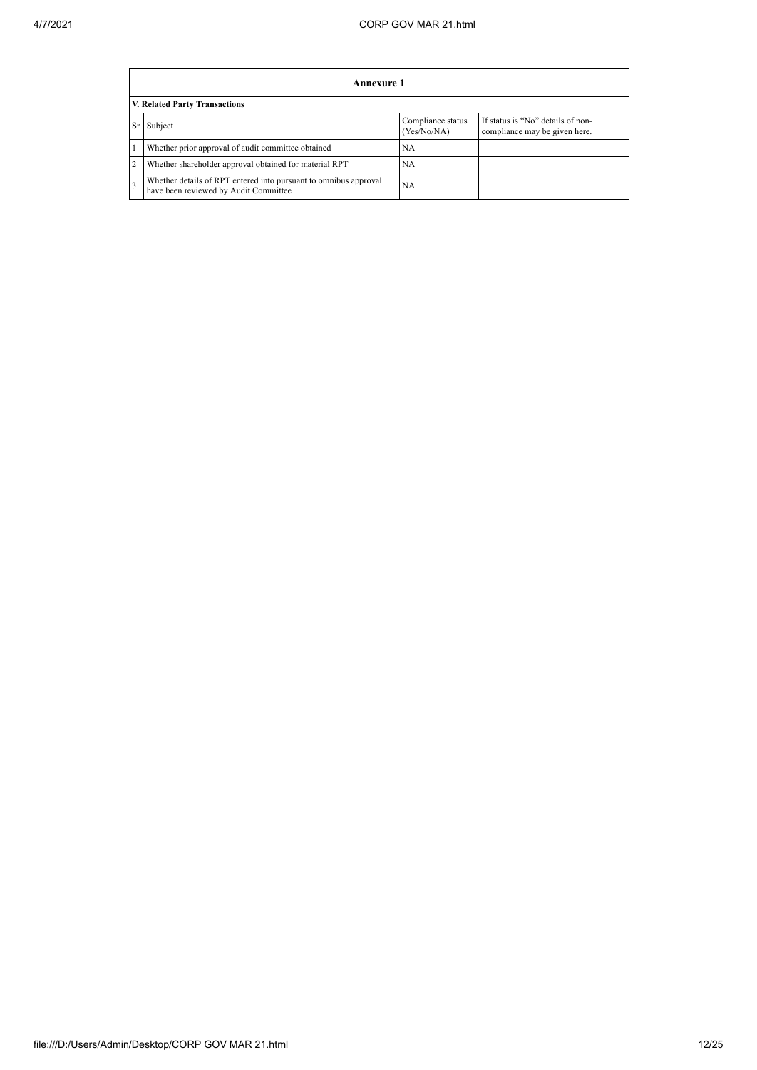| Annexure 1 | | | |
|---|---|---|---|
| **V. Related Party Transactions** | | | |
| Sr | Subject | Compliance status (Yes/No/NA) | If status is "No" details of non-compliance may be given here. |
| 1 | Whether prior approval of audit committee obtained | NA | |
| 2 | Whether shareholder approval obtained for material RPT | NA | |
| 3 | Whether details of RPT entered into pursuant to omnibus approval have been reviewed by Audit Committee | NA | |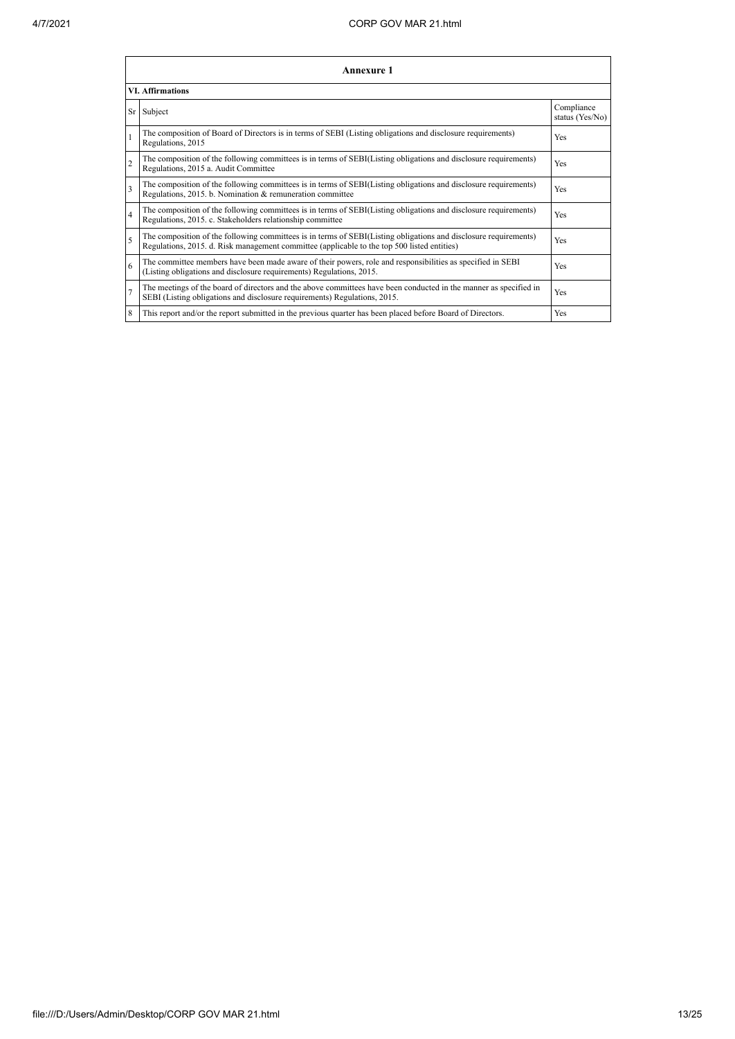## Annexure 1

### VI. Affirmations

| Sr | Subject | Compliance status (Yes/No) |
|---|---|---|
| 1 | The composition of Board of Directors is in terms of SEBI (Listing obligations and disclosure requirements) Regulations, 2015 | Yes |
| 2 | The composition of the following committees is in terms of SEBI(Listing obligations and disclosure requirements) Regulations, 2015 a. Audit Committee | Yes |
| 3 | The composition of the following committees is in terms of SEBI(Listing obligations and disclosure requirements) Regulations, 2015. b. Nomination & remuneration committee | Yes |
| 4 | The composition of the following committees is in terms of SEBI(Listing obligations and disclosure requirements) Regulations, 2015. c. Stakeholders relationship committee | Yes |
| 5 | The composition of the following committees is in terms of SEBI(Listing obligations and disclosure requirements) Regulations, 2015. d. Risk management committee (applicable to the top 500 listed entities) | Yes |
| 6 | The committee members have been made aware of their powers, role and responsibilities as specified in SEBI (Listing obligations and disclosure requirements) Regulations, 2015. | Yes |
| 7 | The meetings of the board of directors and the above committees have been conducted in the manner as specified in SEBI (Listing obligations and disclosure requirements) Regulations, 2015. | Yes |
| 8 | This report and/or the report submitted in the previous quarter has been placed before Board of Directors. | Yes |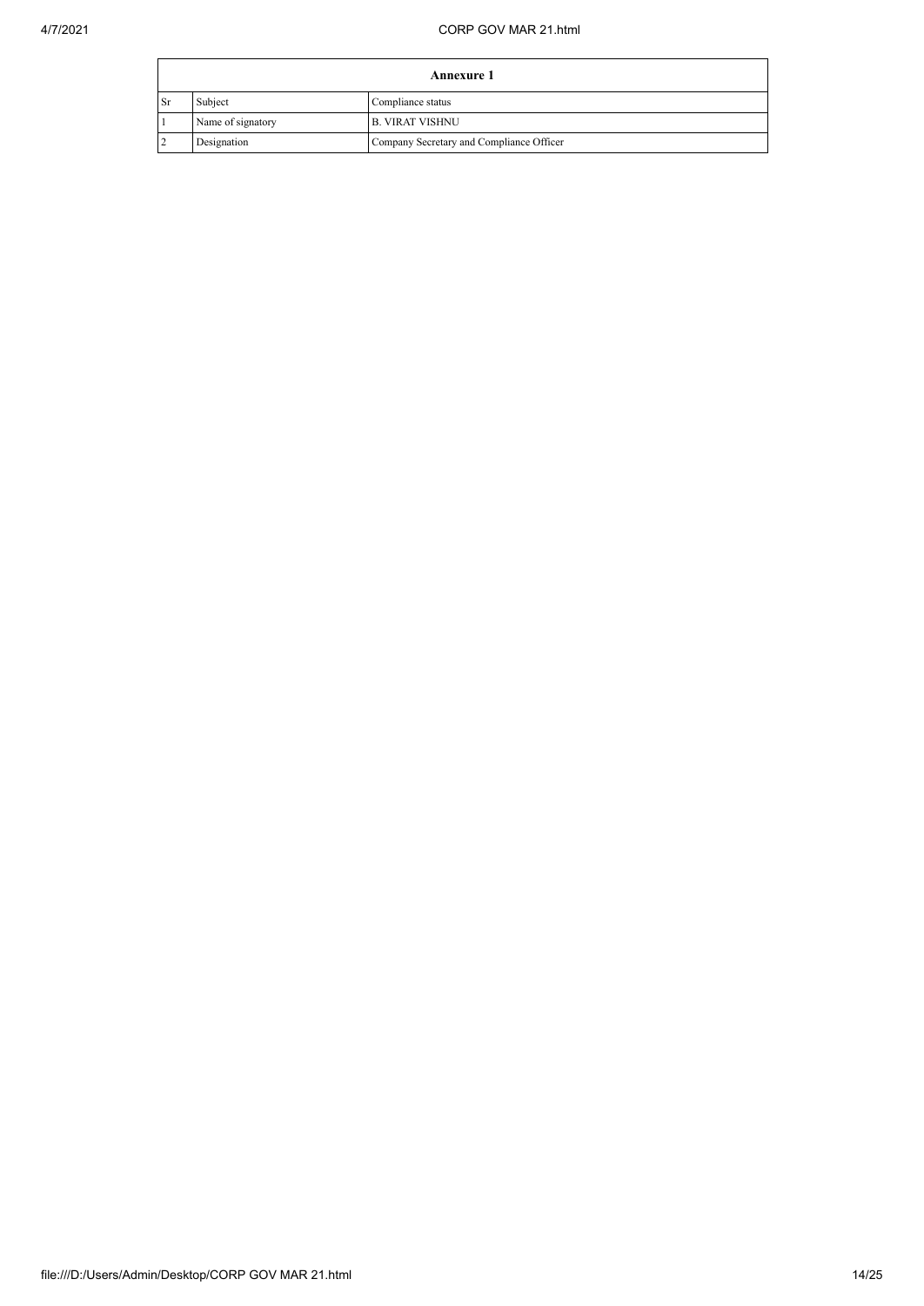| Annexure 1 | | |
|---|---|---|
| Sr | Subject | Compliance status |
| 1 | Name of signatory | B. VIRAT VISHNU |
| 2 | Designation | Company Secretary and Compliance Officer |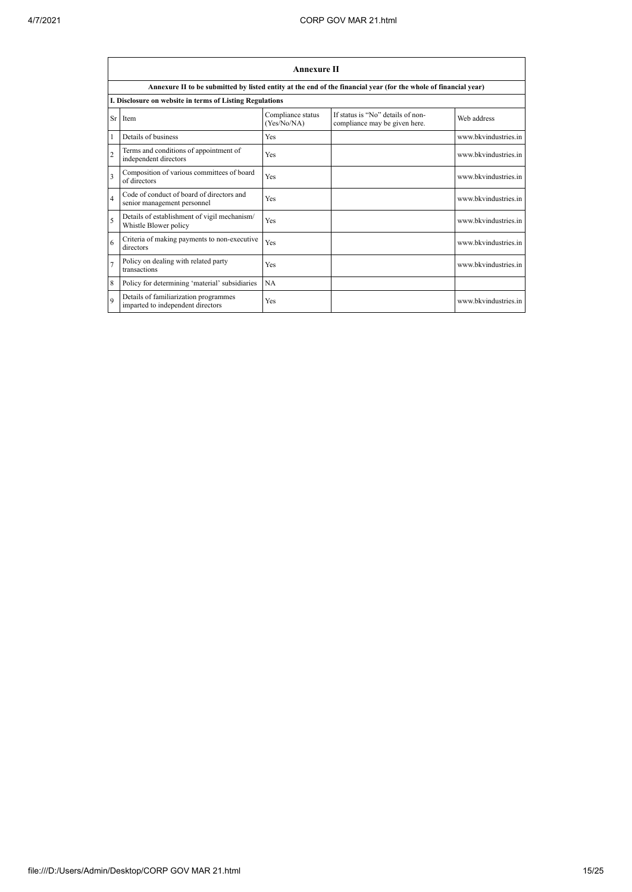# Annexure II

**Annexure II to be submitted by listed entity at the end of the financial year (for the whole of financial year)**

**I. Disclosure on website in terms of Listing Regulations**

| Sr | Item | Compliance status (Yes/No/NA) | If status is "No" details of non-compliance may be given here. | Web address |
|---|---|---|---|---|
| 1 | Details of business | Yes | | www.bkvindustries.in |
| 2 | Terms and conditions of appointment of independent directors | Yes | | www.bkvindustries.in |
| 3 | Composition of various committees of board of directors | Yes | | www.bkvindustries.in |
| 4 | Code of conduct of board of directors and senior management personnel | Yes | | www.bkvindustries.in |
| 5 | Details of establishment of vigil mechanism/ Whistle Blower policy | Yes | | www.bkvindustries.in |
| 6 | Criteria of making payments to non-executive directors | Yes | | www.bkvindustries.in |
| 7 | Policy on dealing with related party transactions | Yes | | www.bkvindustries.in |
| 8 | Policy for determining 'material' subsidiaries | NA | | |
| 9 | Details of familiarization programmes imparted to independent directors | Yes | | www.bkvindustries.in |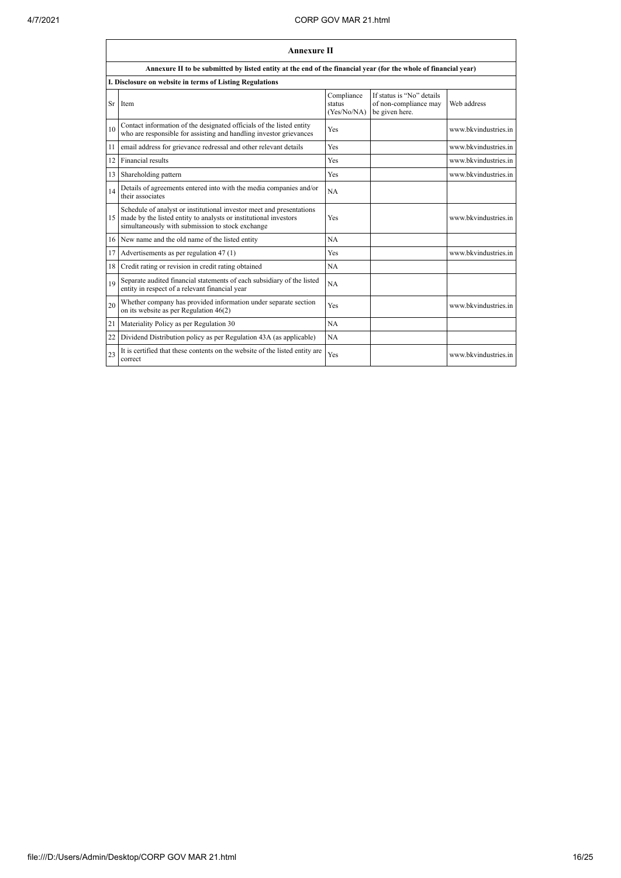## Annexure II

**Annexure II to be submitted by listed entity at the end of the financial year (for the whole of financial year)**

**I. Disclosure on website in terms of Listing Regulations**

| Sr | Item | Compliance status (Yes/No/NA) | If status is "No" details of non-compliance may be given here. | Web address |
|---|---|---|---|---|
| 10 | Contact information of the designated officials of the listed entity who are responsible for assisting and handling investor grievances | Yes | | www.bkvindustries.in |
| 11 | email address for grievance redressal and other relevant details | Yes | | www.bkvindustries.in |
| 12 | Financial results | Yes | | www.bkvindustries.in |
| 13 | Shareholding pattern | Yes | | www.bkvindustries.in |
| 14 | Details of agreements entered into with the media companies and/or their associates | NA | | |
| 15 | Schedule of analyst or institutional investor meet and presentations made by the listed entity to analysts or institutional investors simultaneously with submission to stock exchange | Yes | | www.bkvindustries.in |
| 16 | New name and the old name of the listed entity | NA | | |
| 17 | Advertisements as per regulation 47 (1) | Yes | | www.bkvindustries.in |
| 18 | Credit rating or revision in credit rating obtained | NA | | |
| 19 | Separate audited financial statements of each subsidiary of the listed entity in respect of a relevant financial year | NA | | |
| 20 | Whether company has provided information under separate section on its website as per Regulation 46(2) | Yes | | www.bkvindustries.in |
| 21 | Materiality Policy as per Regulation 30 | NA | | |
| 22 | Dividend Distribution policy as per Regulation 43A (as applicable) | NA | | |
| 23 | It is certified that these contents on the website of the listed entity are correct | Yes | | www.bkvindustries.in |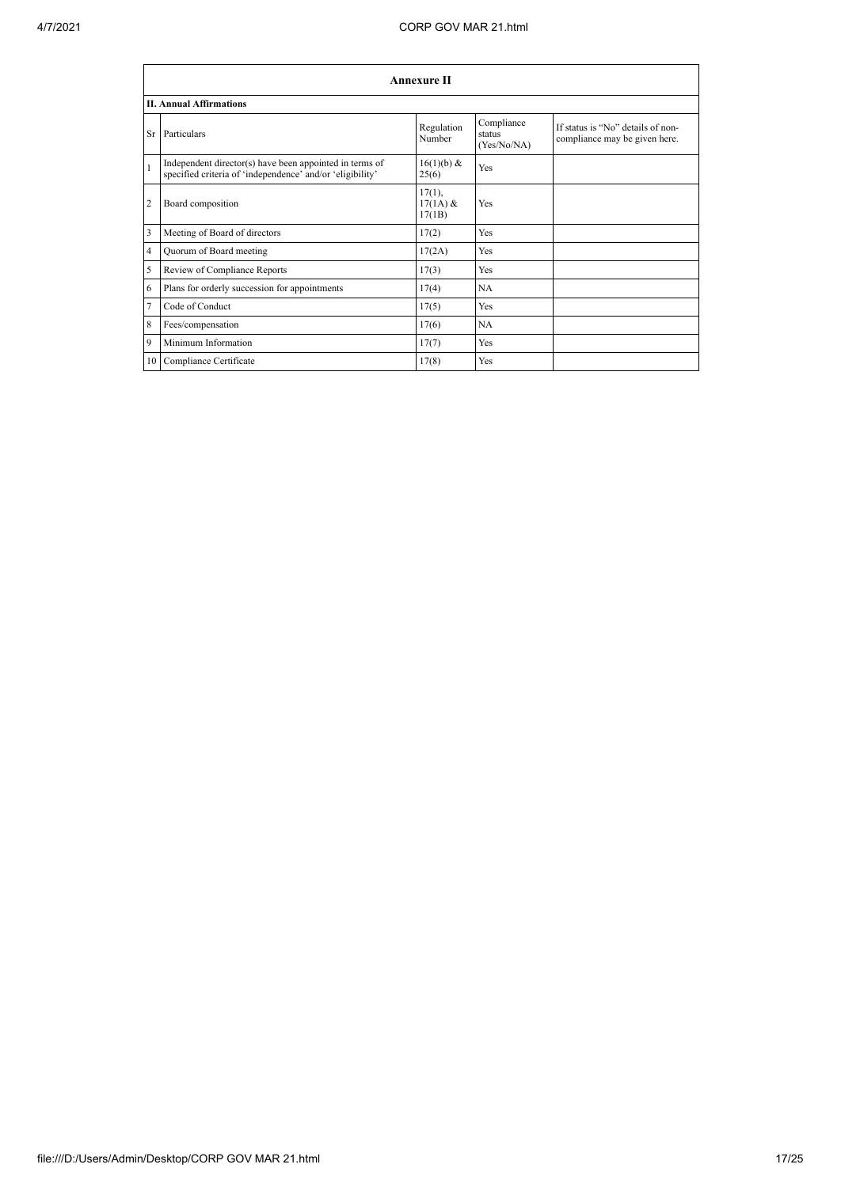## Annexure II

### II. Annual Affirmations

| Sr | Particulars | Regulation Number | Compliance status (Yes/No/NA) | If status is "No" details of non-compliance may be given here. |
|---|---|---|---|---|
| 1 | Independent director(s) have been appointed in terms of specified criteria of 'independence' and/or 'eligibility' | 16(1)(b) & 25(6) | Yes | |
| 2 | Board composition | 17(1), 17(1A) & 17(1B) | Yes | |
| 3 | Meeting of Board of directors | 17(2) | Yes | |
| 4 | Quorum of Board meeting | 17(2A) | Yes | |
| 5 | Review of Compliance Reports | 17(3) | Yes | |
| 6 | Plans for orderly succession for appointments | 17(4) | NA | |
| 7 | Code of Conduct | 17(5) | Yes | |
| 8 | Fees/compensation | 17(6) | NA | |
| 9 | Minimum Information | 17(7) | Yes | |
| 10 | Compliance Certificate | 17(8) | Yes | |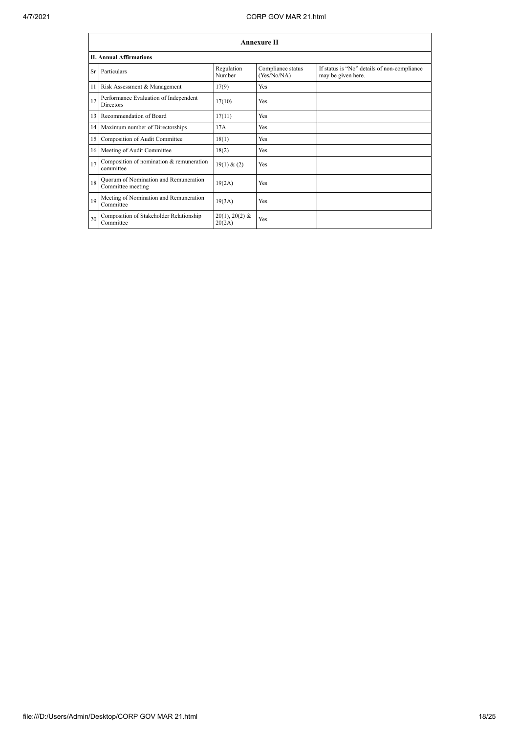| Annexure II | | | | |
|---|---|---|---|---|
| **II. Annual Affirmations** | | | | |
| Sr | Particulars | Regulation Number | Compliance status (Yes/No/NA) | If status is "No" details of non-compliance may be given here. |
| 11 | Risk Assessment & Management | 17(9) | Yes | |
| 12 | Performance Evaluation of Independent Directors | 17(10) | Yes | |
| 13 | Recommendation of Board | 17(11) | Yes | |
| 14 | Maximum number of Directorships | 17A | Yes | |
| 15 | Composition of Audit Committee | 18(1) | Yes | |
| 16 | Meeting of Audit Committee | 18(2) | Yes | |
| 17 | Composition of nomination & remuneration committee | 19(1) & (2) | Yes | |
| 18 | Quorum of Nomination and Remuneration Committee meeting | 19(2A) | Yes | |
| 19 | Meeting of Nomination and Remuneration Committee | 19(3A) | Yes | |
| 20 | Composition of Stakeholder Relationship Committee | 20(1), 20(2) & 20(2A) | Yes | |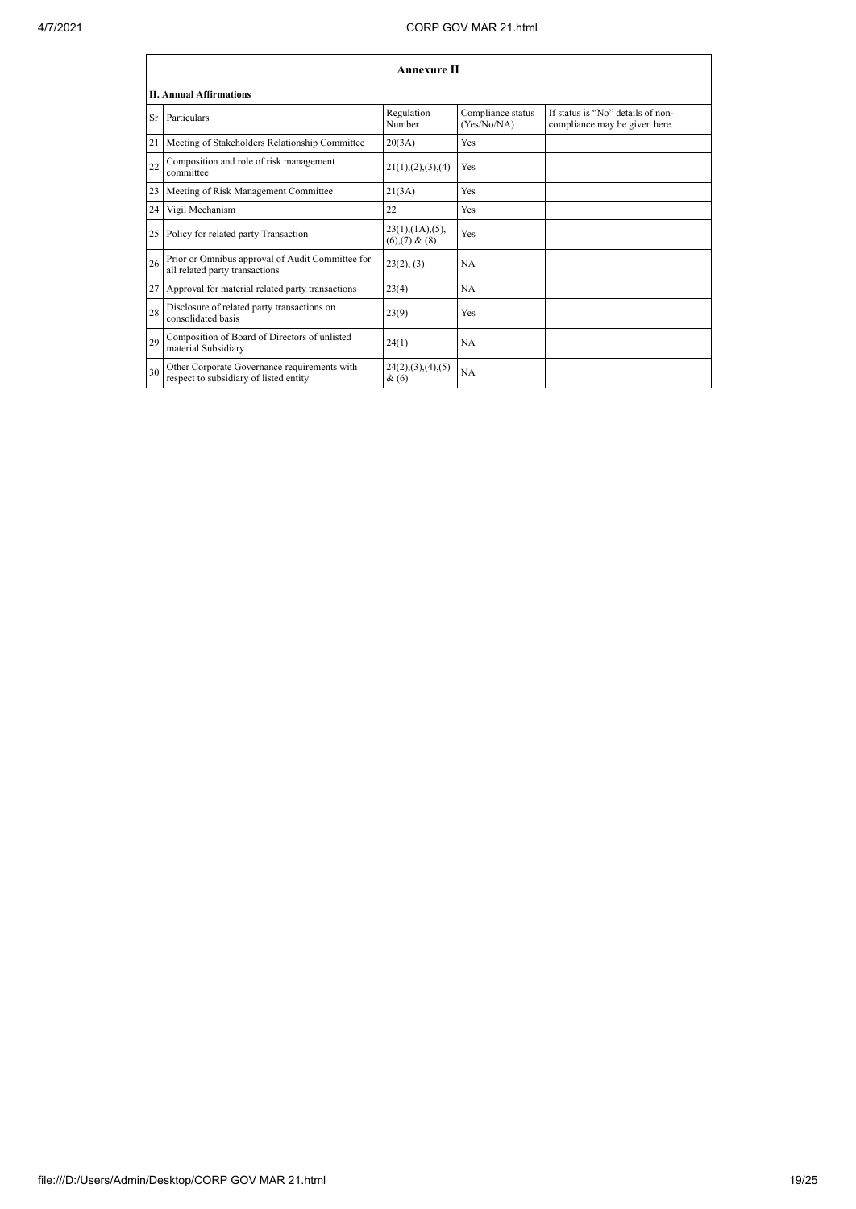| **Annexure II** | | | | |
|---|---|---|---|---|
| **II. Annual Affirmations** | | | | |
| Sr | Particulars | Regulation Number | Compliance status (Yes/No/NA) | If status is "No" details of non-compliance may be given here. |
| 21 | Meeting of Stakeholders Relationship Committee | 20(3A) | Yes | |
| 22 | Composition and role of risk management committee | 21(1),(2),(3),(4) | Yes | |
| 23 | Meeting of Risk Management Committee | 21(3A) | Yes | |
| 24 | Vigil Mechanism | 22 | Yes | |
| 25 | Policy for related party Transaction | 23(1),(1A),(5),(6),(7) & (8) | Yes | |
| 26 | Prior or Omnibus approval of Audit Committee for all related party transactions | 23(2), (3) | NA | |
| 27 | Approval for material related party transactions | 23(4) | NA | |
| 28 | Disclosure of related party transactions on consolidated basis | 23(9) | Yes | |
| 29 | Composition of Board of Directors of unlisted material Subsidiary | 24(1) | NA | |
| 30 | Other Corporate Governance requirements with respect to subsidiary of listed entity | 24(2),(3),(4),(5) & (6) | NA | |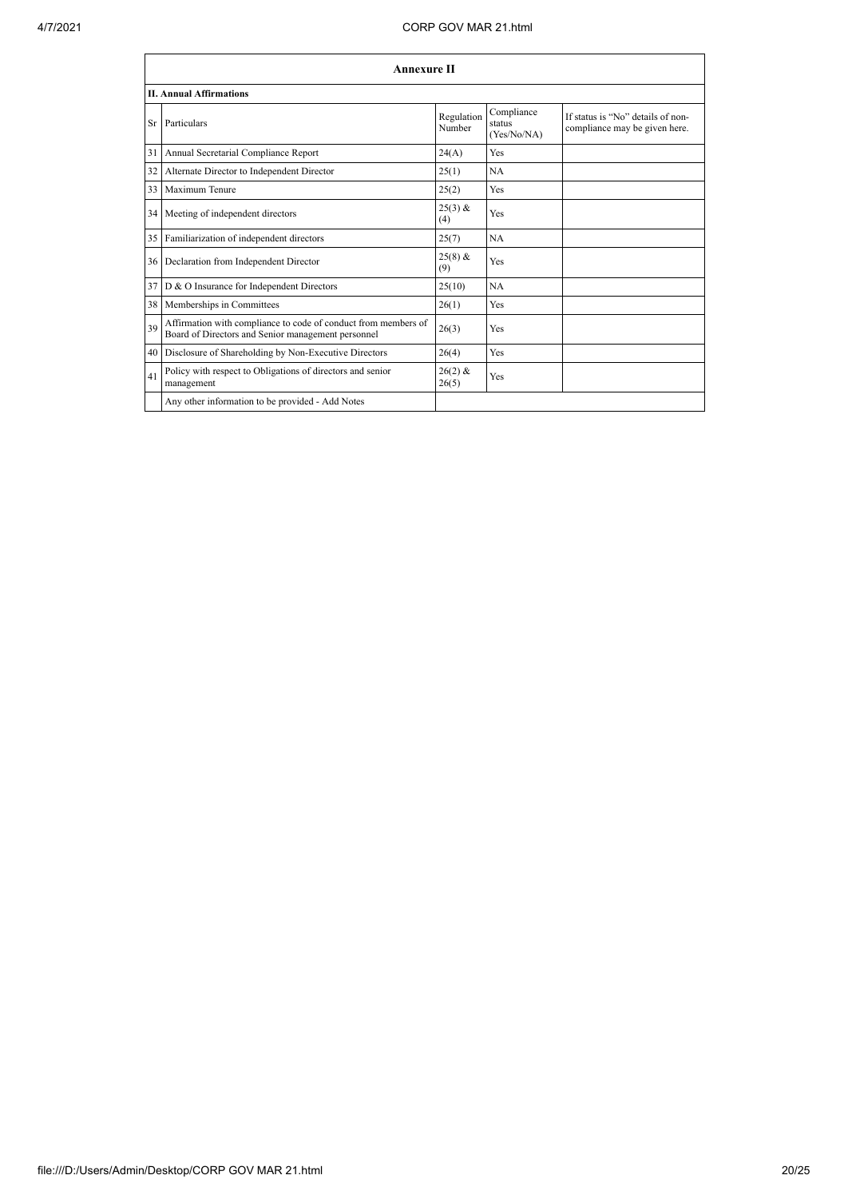## Annexure II

### II. Annual Affirmations

| Sr | Particulars | Regulation Number | Compliance status (Yes/No/NA) | If status is "No" details of non-compliance may be given here. |
|---|---|---|---|---|
| 31 | Annual Secretarial Compliance Report | 24(A) | Yes | |
| 32 | Alternate Director to Independent Director | 25(1) | NA | |
| 33 | Maximum Tenure | 25(2) | Yes | |
| 34 | Meeting of independent directors | 25(3) & (4) | Yes | |
| 35 | Familiarization of independent directors | 25(7) | NA | |
| 36 | Declaration from Independent Director | 25(8) & (9) | Yes | |
| 37 | D & O Insurance for Independent Directors | 25(10) | NA | |
| 38 | Memberships in Committees | 26(1) | Yes | |
| 39 | Affirmation with compliance to code of conduct from members of Board of Directors and Senior management personnel | 26(3) | Yes | |
| 40 | Disclosure of Shareholding by Non-Executive Directors | 26(4) | Yes | |
| 41 | Policy with respect to Obligations of directors and senior management | 26(2) & 26(5) | Yes | |
| | Any other information to be provided - Add Notes | | | |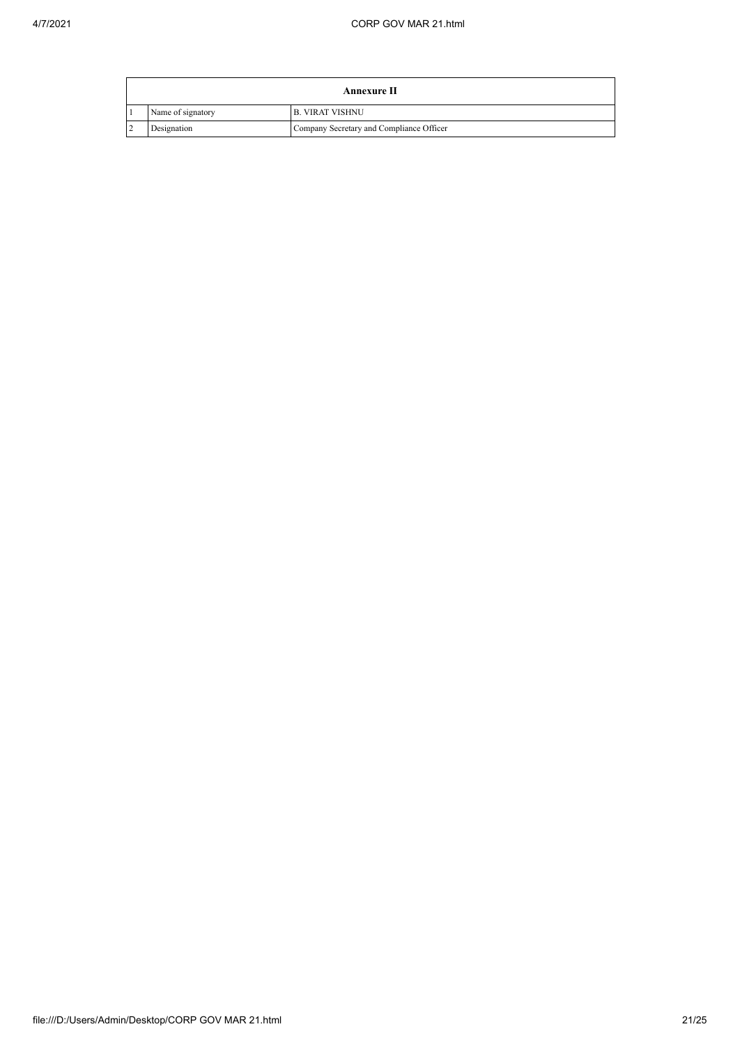| Annexure II | | |
|---|---|---|
| 1 | Name of signatory | B. VIRAT VISHNU |
| 2 | Designation | Company Secretary and Compliance Officer |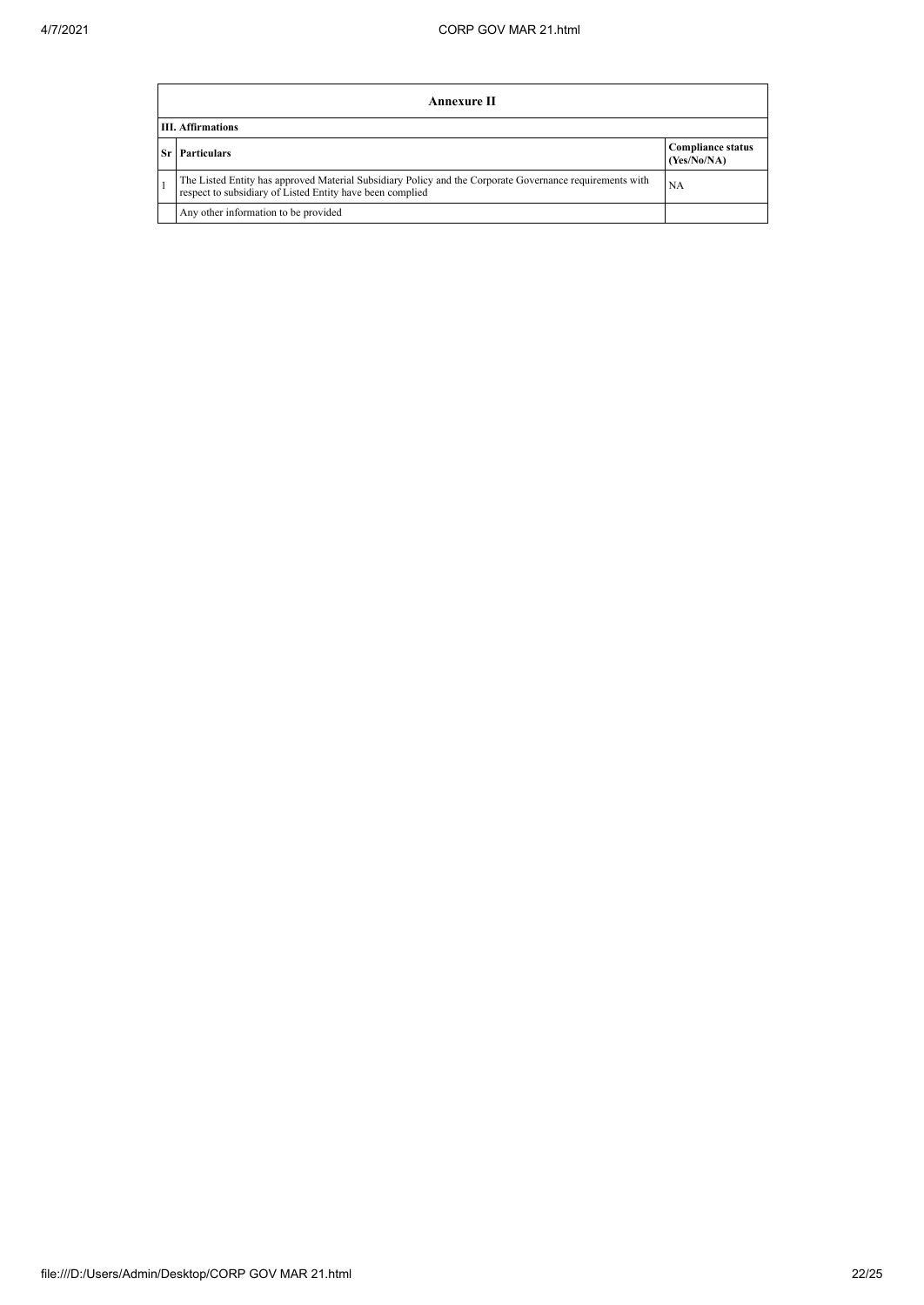| Annexure II | | |
|---|---|---|
| **III. Affirmations** | | |
| **Sr** | **Particulars** | **Compliance status (Yes/No/NA)** |
| 1 | The Listed Entity has approved Material Subsidiary Policy and the Corporate Governance requirements with respect to subsidiary of Listed Entity have been complied | NA |
| | Any other information to be provided | |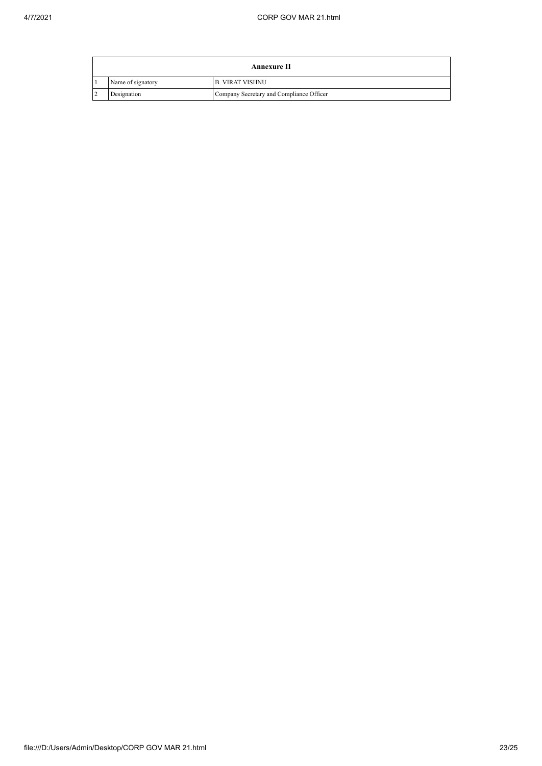| Annexure II | | |
|---|---|---|
| 1 | Name of signatory | B. VIRAT VISHNU |
| 2 | Designation | Company Secretary and Compliance Officer |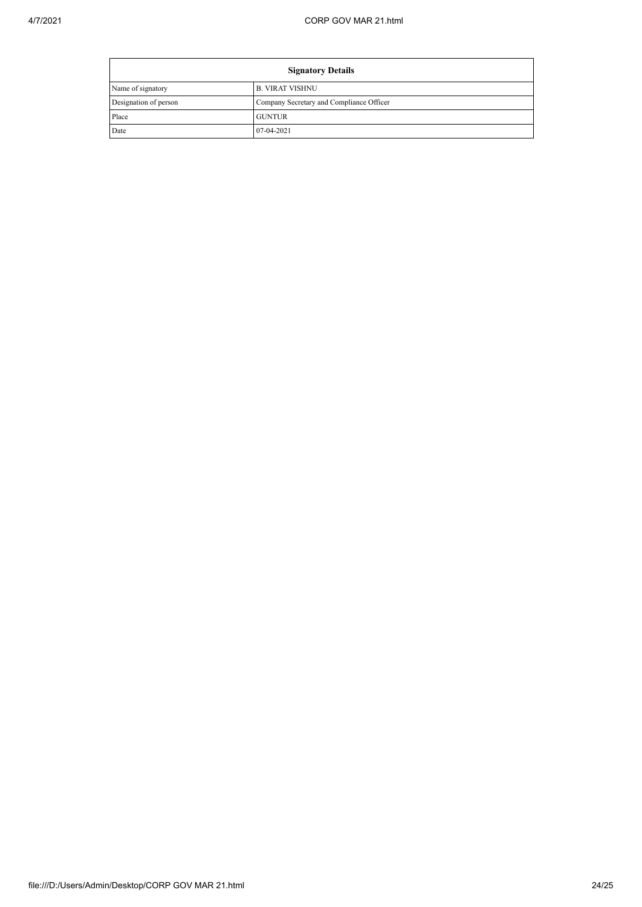| Signatory Details | |
|---|---|
| Name of signatory | B. VIRAT VISHNU |
| Designation of person | Company Secretary and Compliance Officer |
| Place | GUNTUR |
| Date | 07-04-2021 |